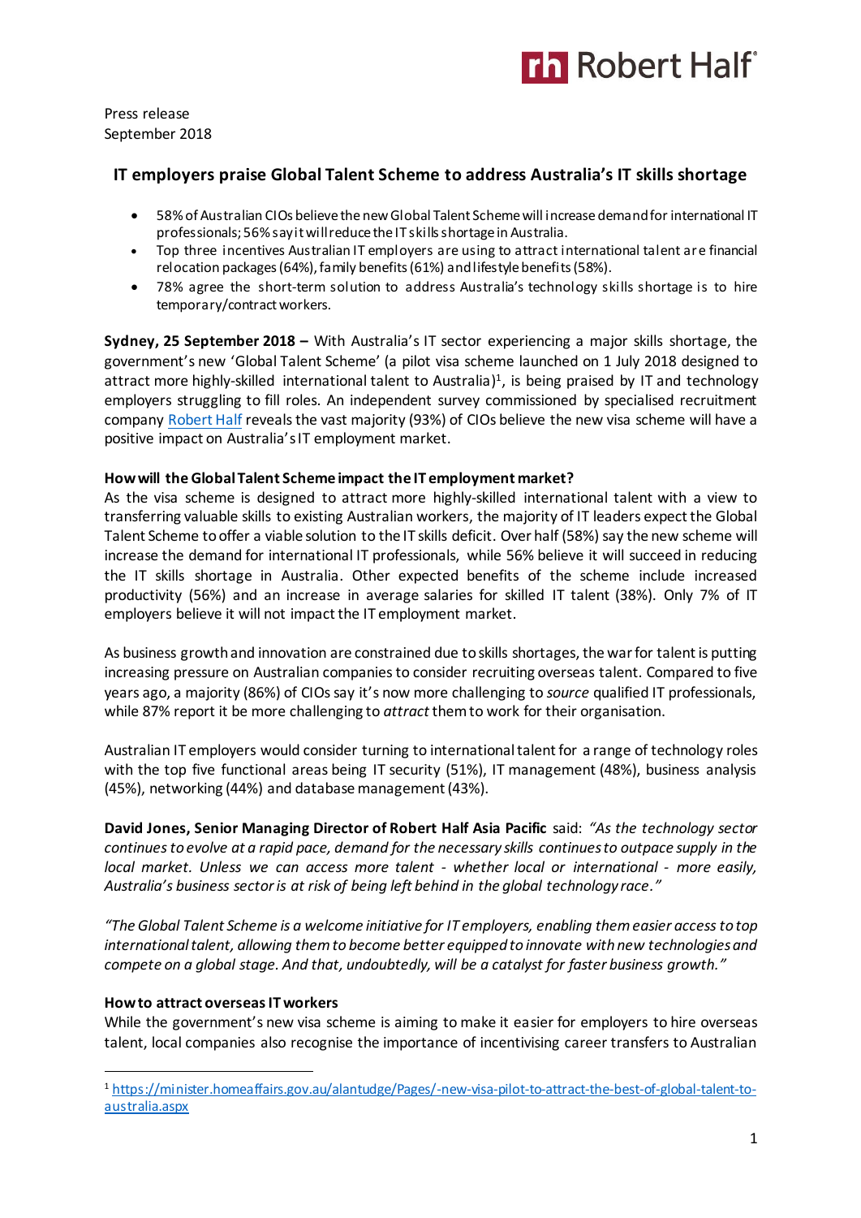Press release
September 2018

# IT employers praise Global Talent Scheme to address Australia's IT skills shortage

- 58% of Australian CIOs believe the new Global Talent Scheme will increase demand for international IT professionals; 56% say it will reduce the IT skills shortage in Australia.
- Top three incentives Australian IT employers are using to attract international talent are financial relocation packages (64%), family benefits (61%) and lifestyle benefits (58%).
- 78% agree the short-term solution to address Australia's technology skills shortage is to hire temporary/contract workers.

**Sydney, 25 September 2018 –** With Australia's IT sector experiencing a major skills shortage, the government's new 'Global Talent Scheme' (a pilot visa scheme launched on 1 July 2018 designed to attract more highly-skilled international talent to Australia)[1], is being praised by IT and technology employers struggling to fill roles. An independent survey commissioned by specialised recruitment company [Robert Half](Robert Half) reveals the vast majority (93%) of CIOs believe the new visa scheme will have a positive impact on Australia's IT employment market.

**How will the Global Talent Scheme impact the IT employment market?**

As the visa scheme is designed to attract more highly-skilled international talent with a view to transferring valuable skills to existing Australian workers, the majority of IT leaders expect the Global Talent Scheme to offer a viable solution to the IT skills deficit. Over half (58%) say the new scheme will increase the demand for international IT professionals, while 56% believe it will succeed in reducing the IT skills shortage in Australia. Other expected benefits of the scheme include increased productivity (56%) and an increase in average salaries for skilled IT talent (38%). Only 7% of IT employers believe it will not impact the IT employment market.

As business growth and innovation are constrained due to skills shortages, the war for talent is putting increasing pressure on Australian companies to consider recruiting overseas talent. Compared to five years ago, a majority (86%) of CIOs say it's now more challenging to *source* qualified IT professionals, while 87% report it be more challenging to *attract* them to work for their organisation.

Australian IT employers would consider turning to international talent for a range of technology roles with the top five functional areas being IT security (51%), IT management (48%), business analysis (45%), networking (44%) and database management (43%).

**David Jones, Senior Managing Director of Robert Half Asia Pacific** said: *"As the technology sector continues to evolve at a rapid pace, demand for the necessary skills continues to outpace supply in the local market. Unless we can access more talent - whether local or international - more easily, Australia's business sector is at risk of being left behind in the global technology race."*

*"The Global Talent Scheme is a welcome initiative for IT employers, enabling them easier access to top international talent, allowing them to become better equipped to innovate with new technologies and compete on a global stage. And that, undoubtedly, will be a catalyst for faster business growth."*

**How to attract overseas IT workers**

While the government's new visa scheme is aiming to make it easier for employers to hire overseas talent, local companies also recognise the importance of incentivising career transfers to Australian

[1] https://minister.homeaffairs.gov.au/alantudge/Pages/-new-visa-pilot-to-attract-the-best-of-global-talent-to-australia.aspx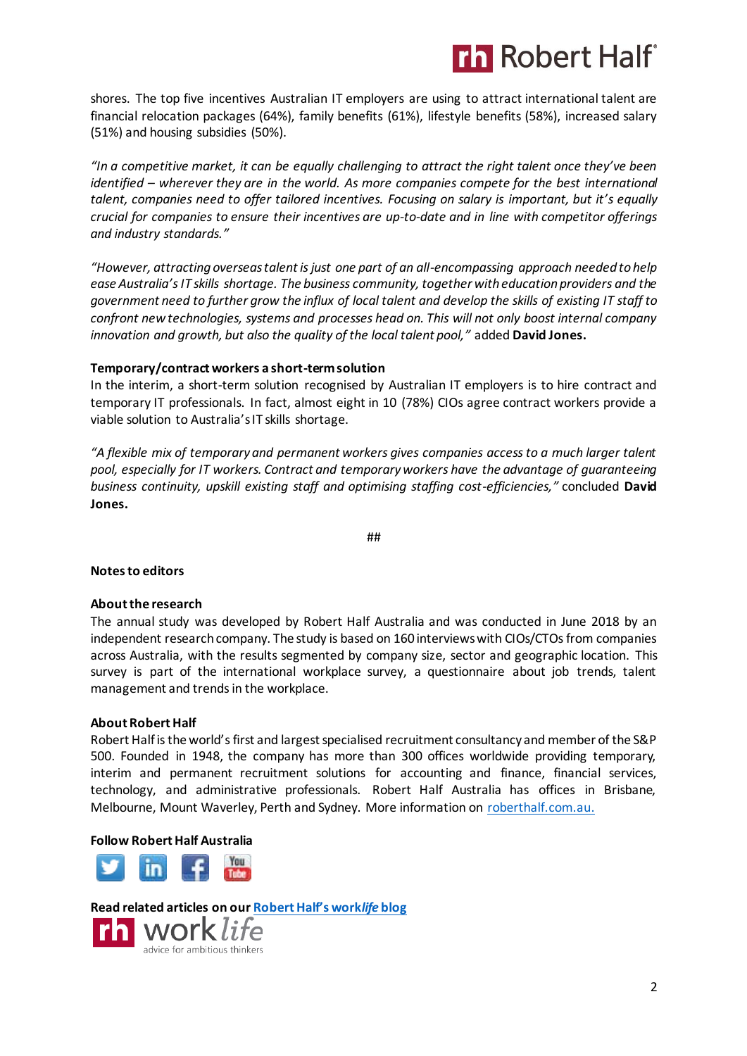shores. The top five incentives Australian IT employers are using to attract international talent are financial relocation packages (64%), family benefits (61%), lifestyle benefits (58%), increased salary (51%) and housing subsidies (50%).

*"In a competitive market, it can be equally challenging to attract the right talent once they've been identified – wherever they are in the world. As more companies compete for the best international talent, companies need to offer tailored incentives. Focusing on salary is important, but it's equally crucial for companies to ensure their incentives are up-to-date and in line with competitor offerings and industry standards."*

*"However, attracting overseas talent is just one part of an all-encompassing approach needed to help ease Australia's IT skills shortage. The business community, together with education providers and the government need to further grow the influx of local talent and develop the skills of existing IT staff to confront new technologies, systems and processes head on. This will not only boost internal company innovation and growth, but also the quality of the local talent pool,"* added **David Jones.**

**Temporary/contract workers a short-term solution**

In the interim, a short-term solution recognised by Australian IT employers is to hire contract and temporary IT professionals. In fact, almost eight in 10 (78%) CIOs agree contract workers provide a viable solution to Australia's IT skills shortage.

*"A flexible mix of temporary and permanent workers gives companies access to a much larger talent pool, especially for IT workers. Contract and temporary workers have the advantage of guaranteeing business continuity, upskill existing staff and optimising staffing cost-efficiencies,"* concluded **David Jones.**

##

**Notes to editors**

**About the research**

The annual study was developed by Robert Half Australia and was conducted in June 2018 by an independent research company. The study is based on 160 interviews with CIOs/CTOs from companies across Australia, with the results segmented by company size, sector and geographic location. This survey is part of the international workplace survey, a questionnaire about job trends, talent management and trends in the workplace.

**About Robert Half**

Robert Half is the world's first and largest specialised recruitment consultancy and member of the S&P 500. Founded in 1948, the company has more than 300 offices worldwide providing temporary, interim and permanent recruitment solutions for accounting and finance, financial services, technology, and administrative professionals. Robert Half Australia has offices in Brisbane, Melbourne, Mount Waverley, Perth and Sydney. More information on roberthalf.com.au.

**Follow Robert Half Australia**

**Read related articles on our Robert Half's work*life* blog**

rh work*life*
advice for ambitious thinkers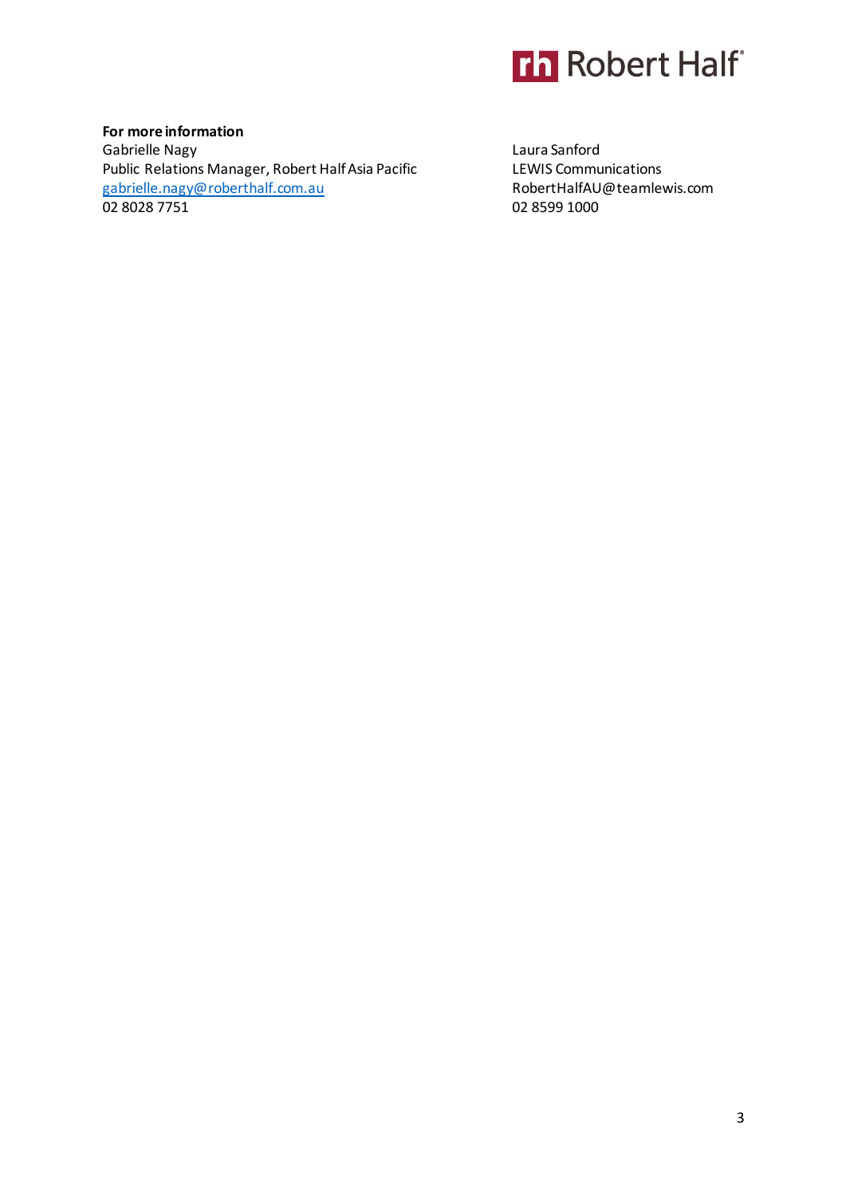**For more information**

Gabrielle Nagy
Public Relations Manager, Robert Half Asia Pacific
gabrielle.nagy@roberthalf.com.au
02 8028 7751

Laura Sanford
LEWIS Communications
RobertHalfAU@teamlewis.com
02 8599 1000